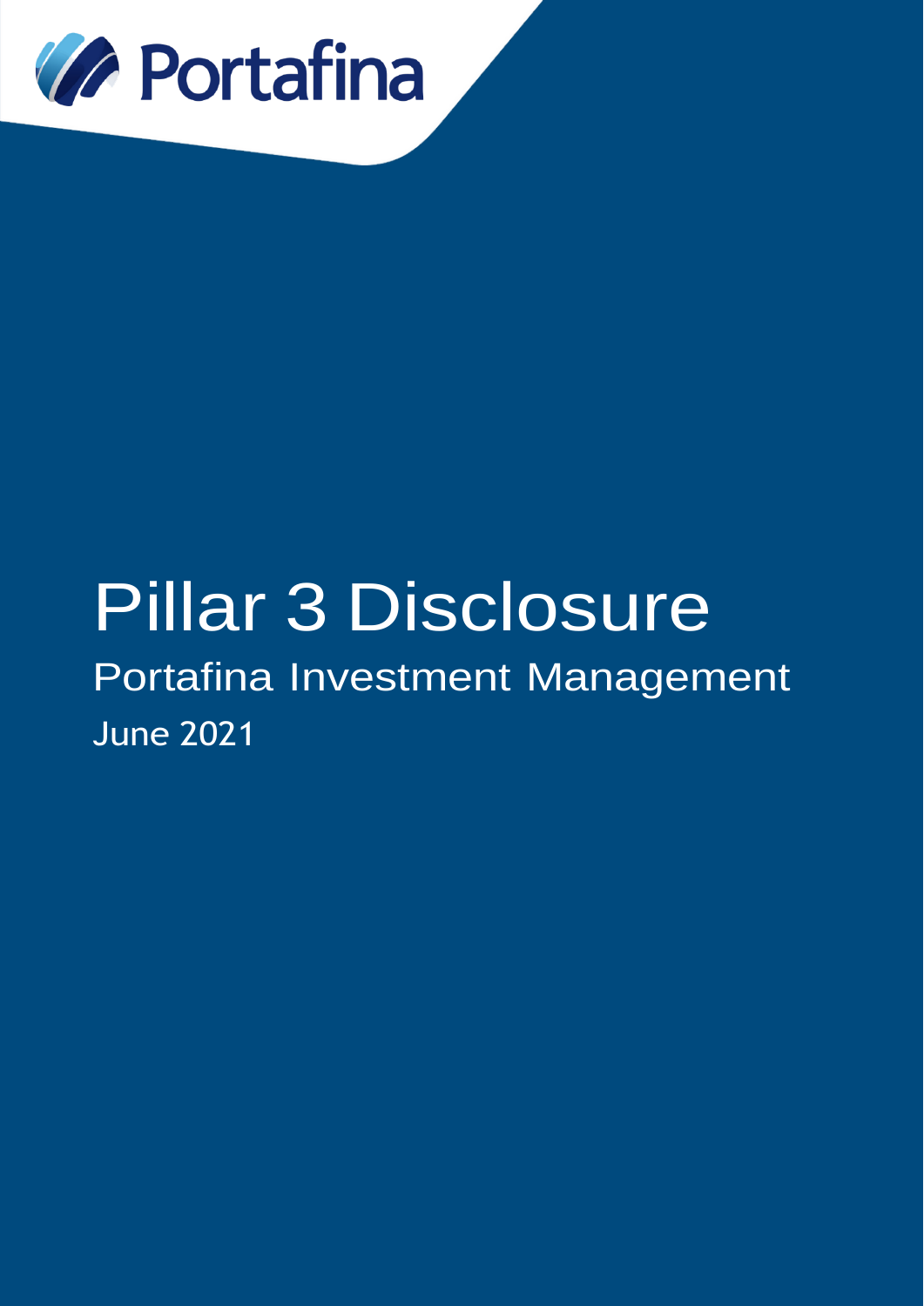Portafina

# Pillar 3 Disclosure

## Portafina Investment Management

June 2021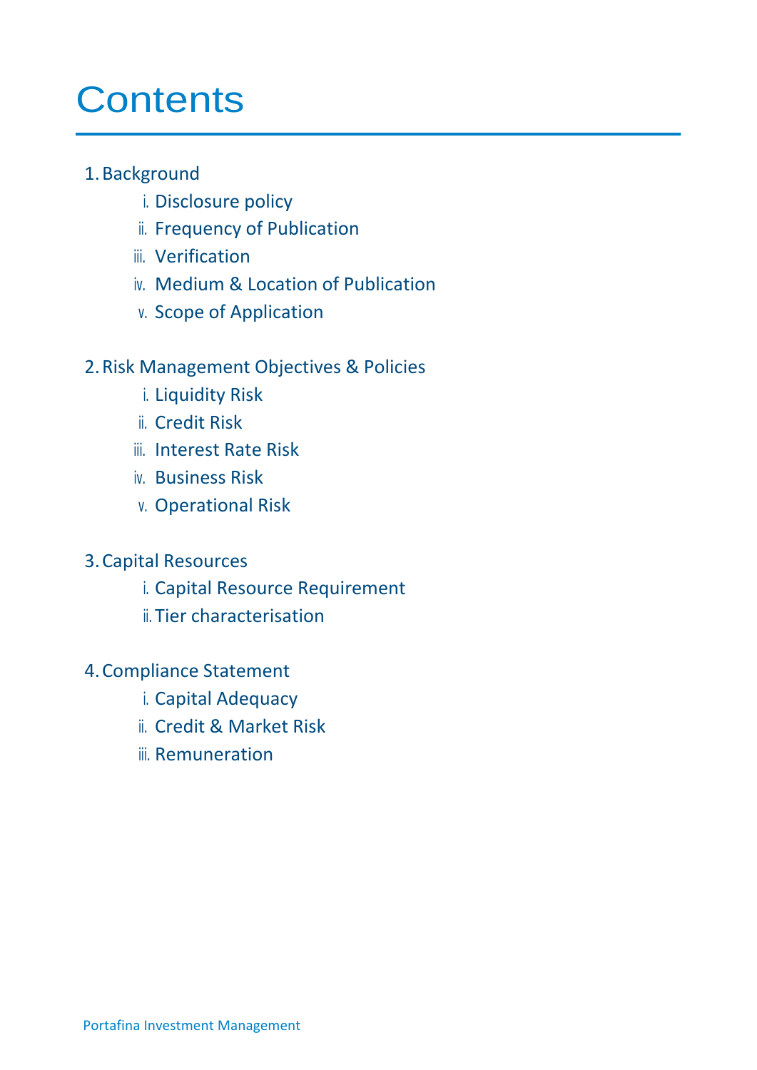# Contents

1. Background
   - i. Disclosure policy
   - ii. Frequency of Publication
   - iii. Verification
   - iv. Medium & Location of Publication
   - v. Scope of Application
2. Risk Management Objectives & Policies
   - i. Liquidity Risk
   - ii. Credit Risk
   - iii. Interest Rate Risk
   - iv. Business Risk
   - v. Operational Risk
3. Capital Resources
   - i. Capital Resource Requirement
   - ii. Tier characterisation
4. Compliance Statement
   - i. Capital Adequacy
   - ii. Credit & Market Risk
   - iii. Remuneration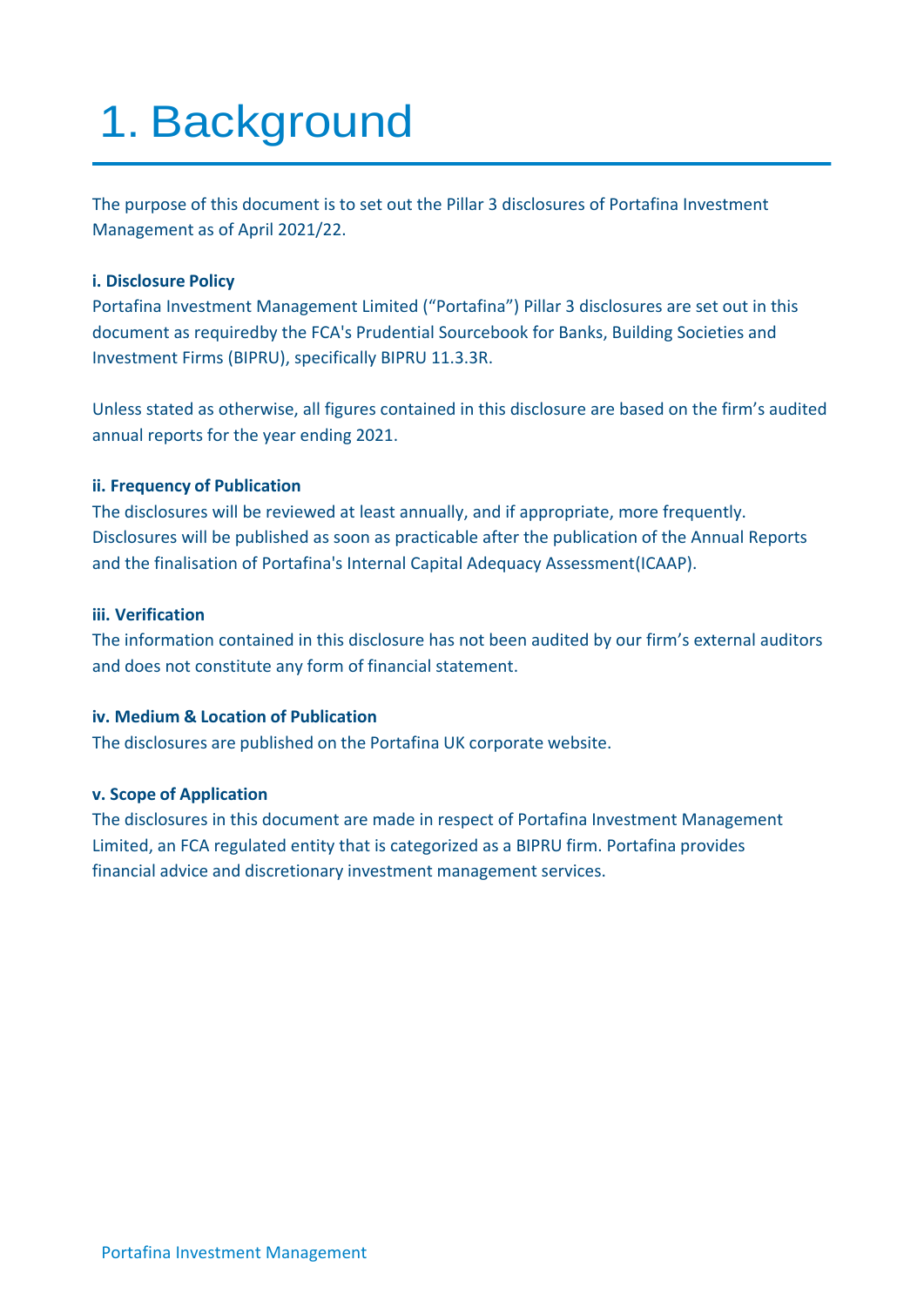# 1. Background

The purpose of this document is to set out the Pillar 3 disclosures of Portafina Investment Management as of April 2021/22.

**i. Disclosure Policy**

Portafina Investment Management Limited (“Portafina”) Pillar 3 disclosures are set out in this document as requiredby the FCA's Prudential Sourcebook for Banks, Building Societies and Investment Firms (BIPRU), specifically BIPRU 11.3.3R.

Unless stated as otherwise, all figures contained in this disclosure are based on the firm’s audited annual reports for the year ending 2021.

**ii. Frequency of Publication**

The disclosures will be reviewed at least annually, and if appropriate, more frequently. Disclosures will be published as soon as practicable after the publication of the Annual Reports and the finalisation of Portafina's Internal Capital Adequacy Assessment(ICAAP).

**iii. Verification**

The information contained in this disclosure has not been audited by our firm’s external auditors and does not constitute any form of financial statement.

**iv. Medium & Location of Publication**

The disclosures are published on the Portafina UK corporate website.

**v. Scope of Application**

The disclosures in this document are made in respect of Portafina Investment Management Limited, an FCA regulated entity that is categorized as a BIPRU firm. Portafina provides financial advice and discretionary investment management services.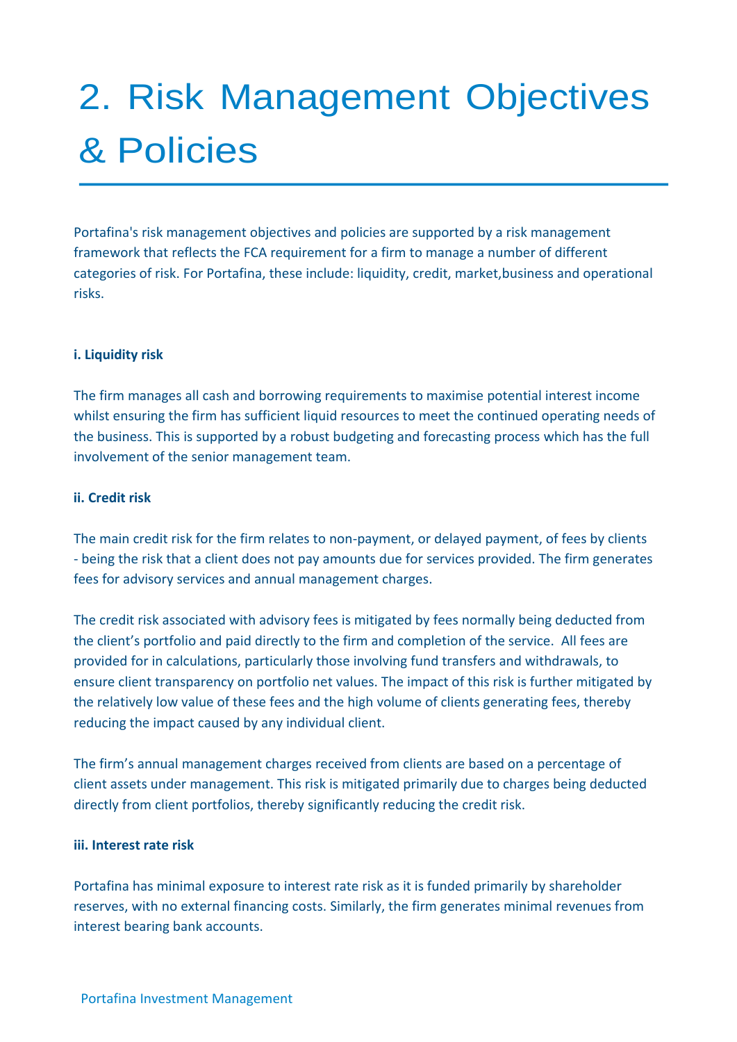# 2. Risk Management Objectives & Policies

Portafina's risk management objectives and policies are supported by a risk management framework that reflects the FCA requirement for a firm to manage a number of different categories of risk. For Portafina, these include: liquidity, credit, market,business and operational risks.

**i. Liquidity risk**

The firm manages all cash and borrowing requirements to maximise potential interest income whilst ensuring the firm has sufficient liquid resources to meet the continued operating needs of the business. This is supported by a robust budgeting and forecasting process which has the full involvement of the senior management team.

**ii. Credit risk**

The main credit risk for the firm relates to non-payment, or delayed payment, of fees by clients - being the risk that a client does not pay amounts due for services provided. The firm generates fees for advisory services and annual management charges.

The credit risk associated with advisory fees is mitigated by fees normally being deducted from the client's portfolio and paid directly to the firm and completion of the service. All fees are provided for in calculations, particularly those involving fund transfers and withdrawals, to ensure client transparency on portfolio net values. The impact of this risk is further mitigated by the relatively low value of these fees and the high volume of clients generating fees, thereby reducing the impact caused by any individual client.

The firm's annual management charges received from clients are based on a percentage of client assets under management. This risk is mitigated primarily due to charges being deducted directly from client portfolios, thereby significantly reducing the credit risk.

**iii. Interest rate risk**

Portafina has minimal exposure to interest rate risk as it is funded primarily by shareholder reserves, with no external financing costs. Similarly, the firm generates minimal revenues from interest bearing bank accounts.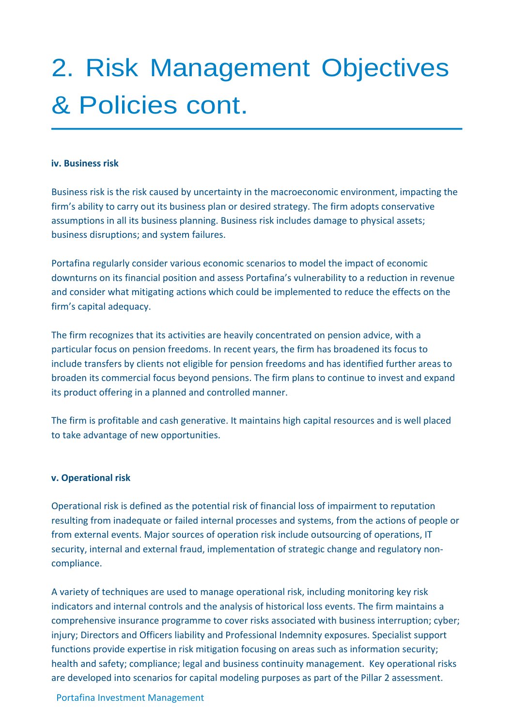# 2. Risk Management Objectives & Policies cont.

**iv. Business risk**

Business risk is the risk caused by uncertainty in the macroeconomic environment, impacting the firm's ability to carry out its business plan or desired strategy. The firm adopts conservative assumptions in all its business planning. Business risk includes damage to physical assets; business disruptions; and system failures.

Portafina regularly consider various economic scenarios to model the impact of economic downturns on its financial position and assess Portafina's vulnerability to a reduction in revenue and consider what mitigating actions which could be implemented to reduce the effects on the firm's capital adequacy.

The firm recognizes that its activities are heavily concentrated on pension advice, with a particular focus on pension freedoms. In recent years, the firm has broadened its focus to include transfers by clients not eligible for pension freedoms and has identified further areas to broaden its commercial focus beyond pensions. The firm plans to continue to invest and expand its product offering in a planned and controlled manner.

The firm is profitable and cash generative. It maintains high capital resources and is well placed to take advantage of new opportunities.

**v. Operational risk**

Operational risk is defined as the potential risk of financial loss of impairment to reputation resulting from inadequate or failed internal processes and systems, from the actions of people or from external events. Major sources of operation risk include outsourcing of operations, IT security, internal and external fraud, implementation of strategic change and regulatory non-compliance.

A variety of techniques are used to manage operational risk, including monitoring key risk indicators and internal controls and the analysis of historical loss events. The firm maintains a comprehensive insurance programme to cover risks associated with business interruption; cyber; injury; Directors and Officers liability and Professional Indemnity exposures. Specialist support functions provide expertise in risk mitigation focusing on areas such as information security; health and safety; compliance; legal and business continuity management. Key operational risks are developed into scenarios for capital modeling purposes as part of the Pillar 2 assessment.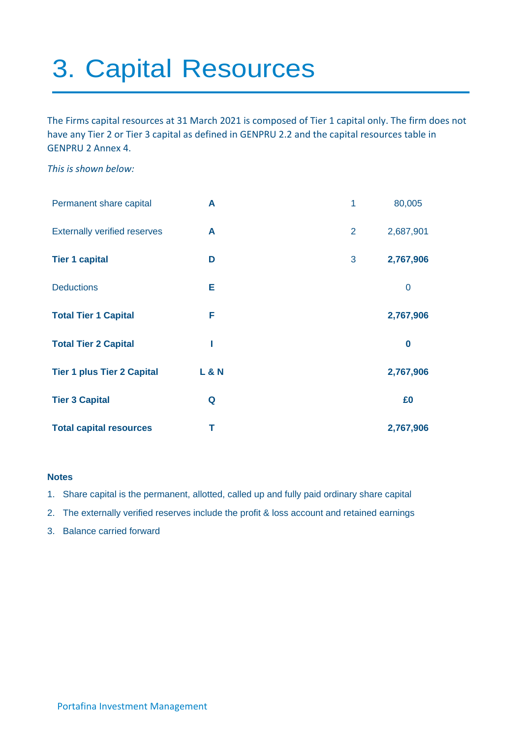# 3. Capital Resources

The Firms capital resources at 31 March 2021 is composed of Tier 1 capital only. The firm does not have any Tier 2 or Tier 3 capital as defined in GENPRU 2.2 and the capital resources table in GENPRU 2 Annex 4.

*This is shown below:*

| | | | |
|---|---|---|---|
| Permanent share capital | **A** | 1 | 80,005 |
| Externally verified reserves | **A** | 2 | 2,687,901 |
| **Tier 1 capital** | **D** | 3 | **2,767,906** |
| Deductions | **E** | | 0 |
| **Total Tier 1 Capital** | **F** | | **2,767,906** |
| **Total Tier 2 Capital** | **I** | | **0** |
| **Tier 1 plus Tier 2 Capital** | **L & N** | | **2,767,906** |
| **Tier 3 Capital** | **Q** | | **£0** |
| **Total capital resources** | **T** | | **2,767,906** |

**Notes**

1. Share capital is the permanent, allotted, called up and fully paid ordinary share capital
2. The externally verified reserves include the profit & loss account and retained earnings
3. Balance carried forward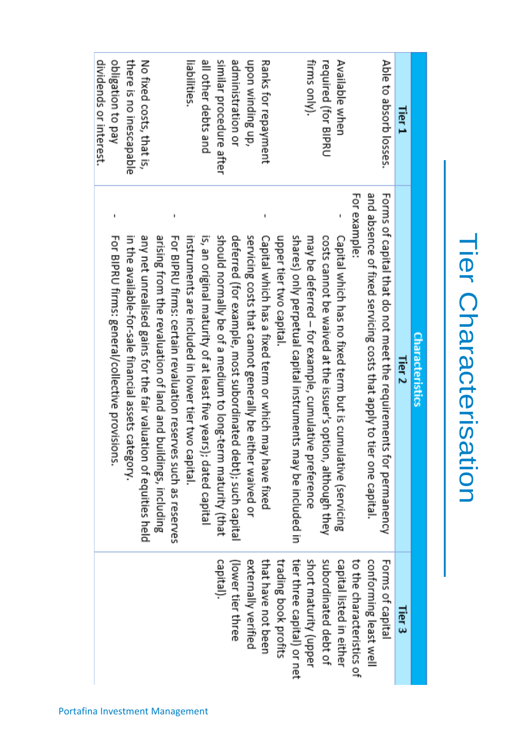# Tier Characterisation

| Characteristics | | |
|---|---|---|
| **Tier 1** | **Tier 2** | **Tier 3** |
| Able to absorb losses.<br><br>Available when required (for BIPRU firms only).<br><br>Ranks for repayment upon winding up, administration or similar procedure after all other debts and liabilities.<br><br>No fixed costs, that is, there is no inescapable obligation to pay dividends or interest. | Forms of capital that do not meet the requirements for permanency and absence of fixed servicing costs that apply to tier one capital. For example:<br>- Capital which has no fixed term but is cumulative (servicing costs cannot be waived at the issuer's option, although they may be deferred – for example, cumulative preference shares) only perpetual capital instruments may be included in upper tier two capital.<br>- Capital which has a fixed term or which may have fixed servicing costs that cannot generally be either waived or deferred (for example, most subordinated debt); such capital should normally be of a medium to long-term maturity (that is, an original maturity of at least five years); dated capital instruments are included in lower tier two capital.<br>- For BIPRU firms: certain revaluation reserves such as reserves arising from the revaluation of land and buildings, including any net unrealised gains for the fair valuation of equities held in the available-for-sale financial assets category.<br>- For BIPRU firms: general/collective provisions. | Forms of capital conforming least well to the characteristics of capital listed in either subordinated debt of short maturity (upper tier three capital) or net trading book profits that have not been externally verified (lower tier three capital). |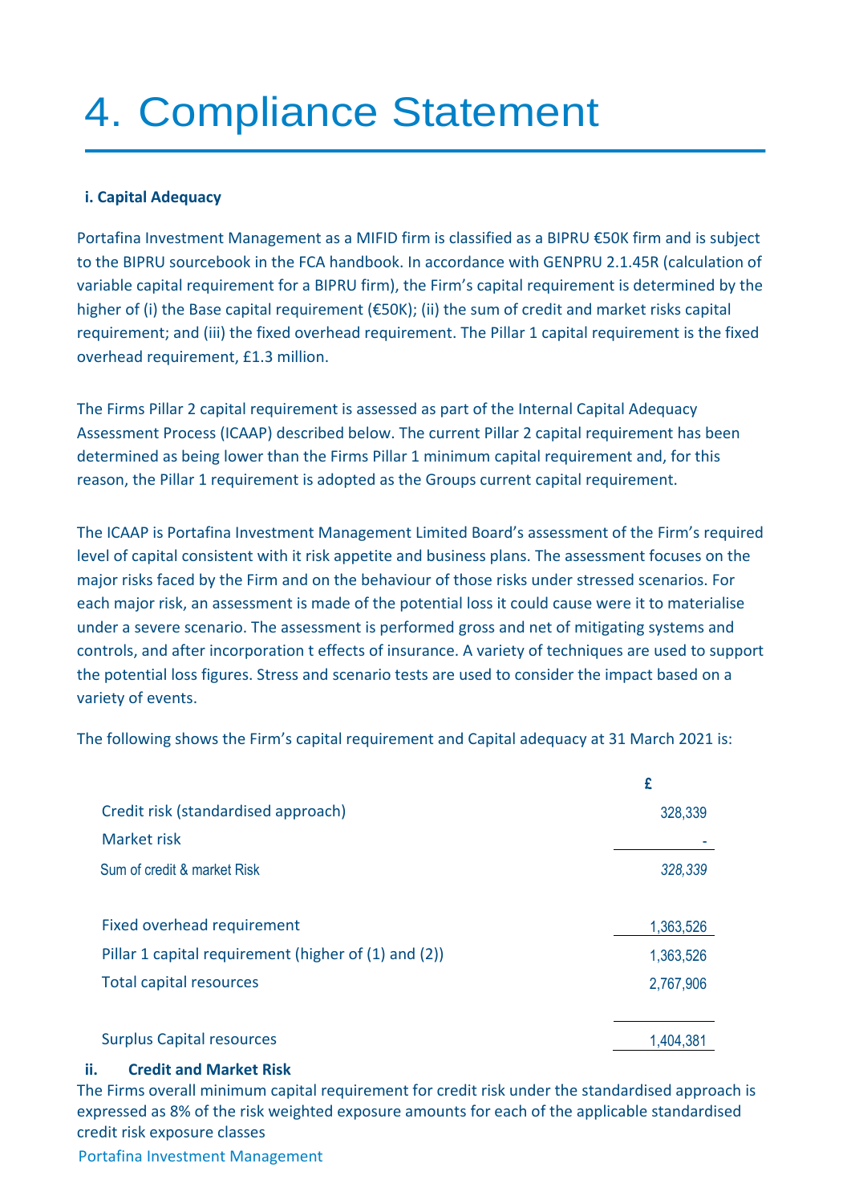# 4. Compliance Statement

**i. Capital Adequacy**

Portafina Investment Management as a MIFID firm is classified as a BIPRU €50K firm and is subject to the BIPRU sourcebook in the FCA handbook. In accordance with GENPRU 2.1.45R (calculation of variable capital requirement for a BIPRU firm), the Firm's capital requirement is determined by the higher of (i) the Base capital requirement (€50K); (ii) the sum of credit and market risks capital requirement; and (iii) the fixed overhead requirement. The Pillar 1 capital requirement is the fixed overhead requirement, £1.3 million.

The Firms Pillar 2 capital requirement is assessed as part of the Internal Capital Adequacy Assessment Process (ICAAP) described below. The current Pillar 2 capital requirement has been determined as being lower than the Firms Pillar 1 minimum capital requirement and, for this reason, the Pillar 1 requirement is adopted as the Groups current capital requirement.

The ICAAP is Portafina Investment Management Limited Board's assessment of the Firm's required level of capital consistent with it risk appetite and business plans. The assessment focuses on the major risks faced by the Firm and on the behaviour of those risks under stressed scenarios. For each major risk, an assessment is made of the potential loss it could cause were it to materialise under a severe scenario. The assessment is performed gross and net of mitigating systems and controls, and after incorporation t effects of insurance. A variety of techniques are used to support the potential loss figures. Stress and scenario tests are used to consider the impact based on a variety of events.

The following shows the Firm's capital requirement and Capital adequacy at 31 March 2021 is:

| | £ |
|---|---|
| Credit risk (standardised approach) | 328,339 |
| Market risk | - |
| *Sum of credit & market Risk* | *328,339* |
| | |
| Fixed overhead requirement | 1,363,526 |
| Pillar 1 capital requirement (higher of (1) and (2)) | 1,363,526 |
| Total capital resources | 2,767,906 |
| | |
| Surplus Capital resources | 1,404,381 |

**ii. Credit and Market Risk**

The Firms overall minimum capital requirement for credit risk under the standardised approach is expressed as 8% of the risk weighted exposure amounts for each of the applicable standardised credit risk exposure classes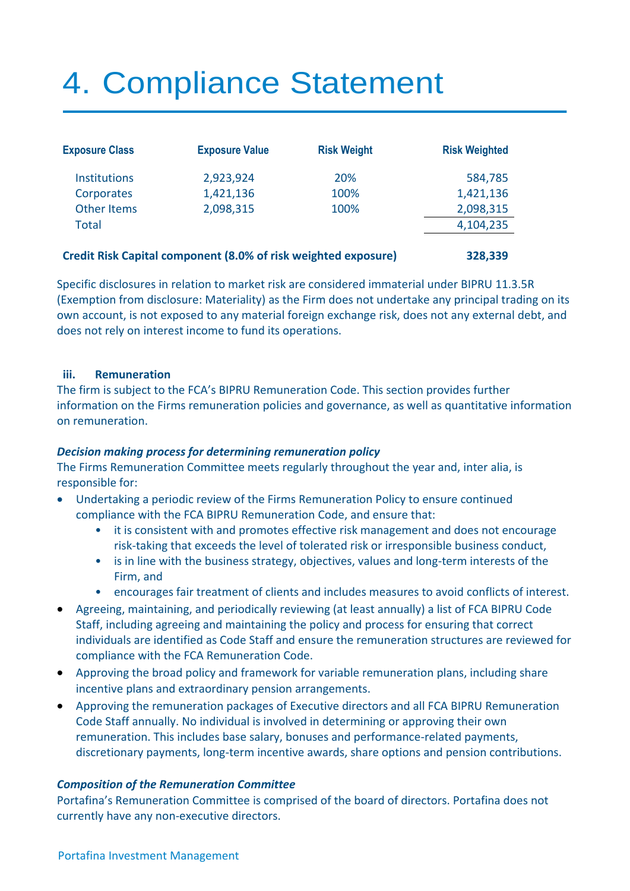# 4. Compliance Statement

| Exposure Class | Exposure Value | Risk Weight | Risk Weighted |
|---|---|---|---|
| Institutions | 2,923,924 | 20% | 584,785 |
| Corporates | 1,421,136 | 100% | 1,421,136 |
| Other Items | 2,098,315 | 100% | 2,098,315 |
| Total | | | 4,104,235 |

**Credit Risk Capital component (8.0% of risk weighted exposure)** **328,339**

Specific disclosures in relation to market risk are considered immaterial under BIPRU 11.3.5R (Exemption from disclosure: Materiality) as the Firm does not undertake any principal trading on its own account, is not exposed to any material foreign exchange risk, does not any external debt, and does not rely on interest income to fund its operations.

#### iii. Remuneration

The firm is subject to the FCA's BIPRU Remuneration Code. This section provides further information on the Firms remuneration policies and governance, as well as quantitative information on remuneration.

***Decision making process for determining remuneration policy***

The Firms Remuneration Committee meets regularly throughout the year and, inter alia, is responsible for:

- Undertaking a periodic review of the Firms Remuneration Policy to ensure continued compliance with the FCA BIPRU Remuneration Code, and ensure that:
  - it is consistent with and promotes effective risk management and does not encourage risk-taking that exceeds the level of tolerated risk or irresponsible business conduct,
  - is in line with the business strategy, objectives, values and long-term interests of the Firm, and
  - encourages fair treatment of clients and includes measures to avoid conflicts of interest.
- Agreeing, maintaining, and periodically reviewing (at least annually) a list of FCA BIPRU Code Staff, including agreeing and maintaining the policy and process for ensuring that correct individuals are identified as Code Staff and ensure the remuneration structures are reviewed for compliance with the FCA Remuneration Code.
- Approving the broad policy and framework for variable remuneration plans, including share incentive plans and extraordinary pension arrangements.
- Approving the remuneration packages of Executive directors and all FCA BIPRU Remuneration Code Staff annually. No individual is involved in determining or approving their own remuneration. This includes base salary, bonuses and performance-related payments, discretionary payments, long-term incentive awards, share options and pension contributions.

***Composition of the Remuneration Committee***

Portafina's Remuneration Committee is comprised of the board of directors. Portafina does not currently have any non-executive directors.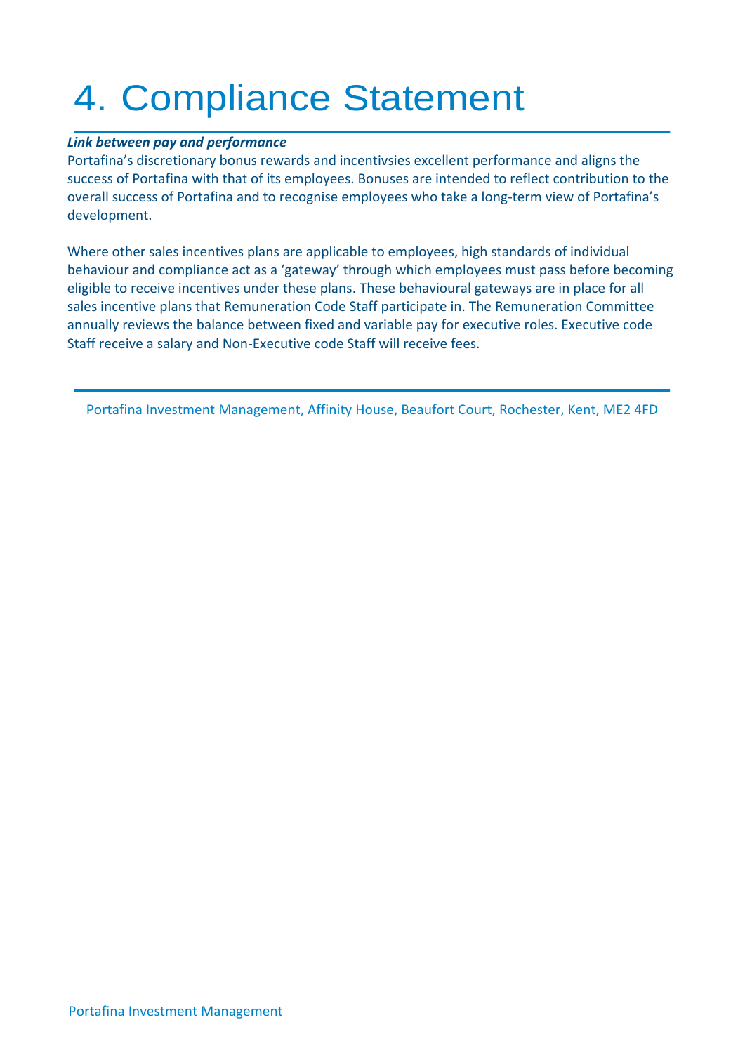# 4. Compliance Statement

***Link between pay and performance***

Portafina's discretionary bonus rewards and incentivsies excellent performance and aligns the success of Portafina with that of its employees. Bonuses are intended to reflect contribution to the overall success of Portafina and to recognise employees who take a long-term view of Portafina's development.

Where other sales incentives plans are applicable to employees, high standards of individual behaviour and compliance act as a 'gateway' through which employees must pass before becoming eligible to receive incentives under these plans. These behavioural gateways are in place for all sales incentive plans that Remuneration Code Staff participate in. The Remuneration Committee annually reviews the balance between fixed and variable pay for executive roles. Executive code Staff receive a salary and Non-Executive code Staff will receive fees.

Portafina Investment Management, Affinity House, Beaufort Court, Rochester, Kent, ME2 4FD